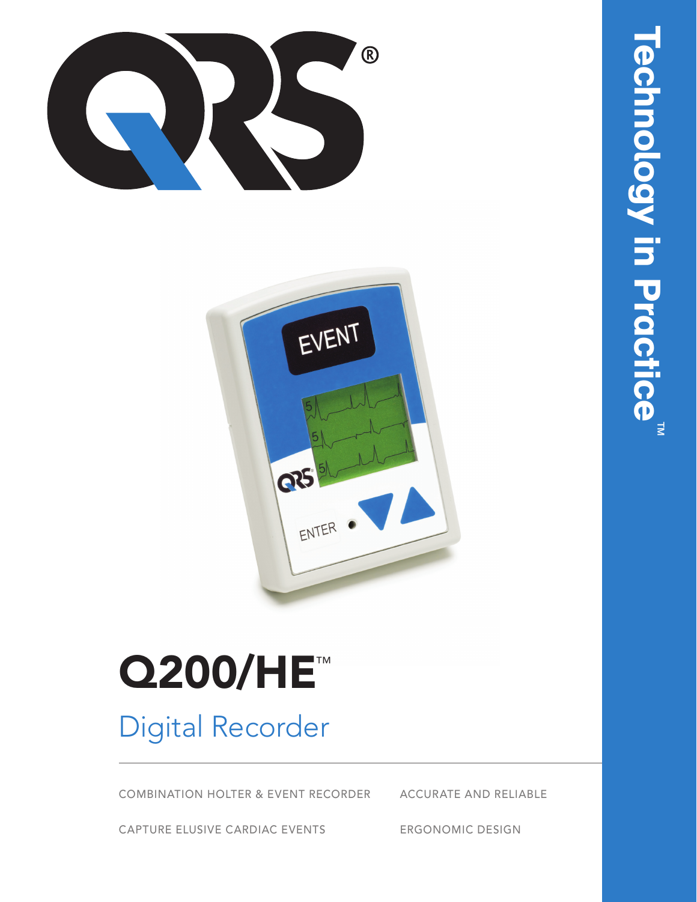# Q200/HE™

## Digital Recorder

COMBINATION HOLTER & EVENT RECORDER

CAPTURE ELUSIVE CARDIAC EVENTS

ACCURATE AND RELIABLE

ERGONOMIC DESIGN

Technology in Practice™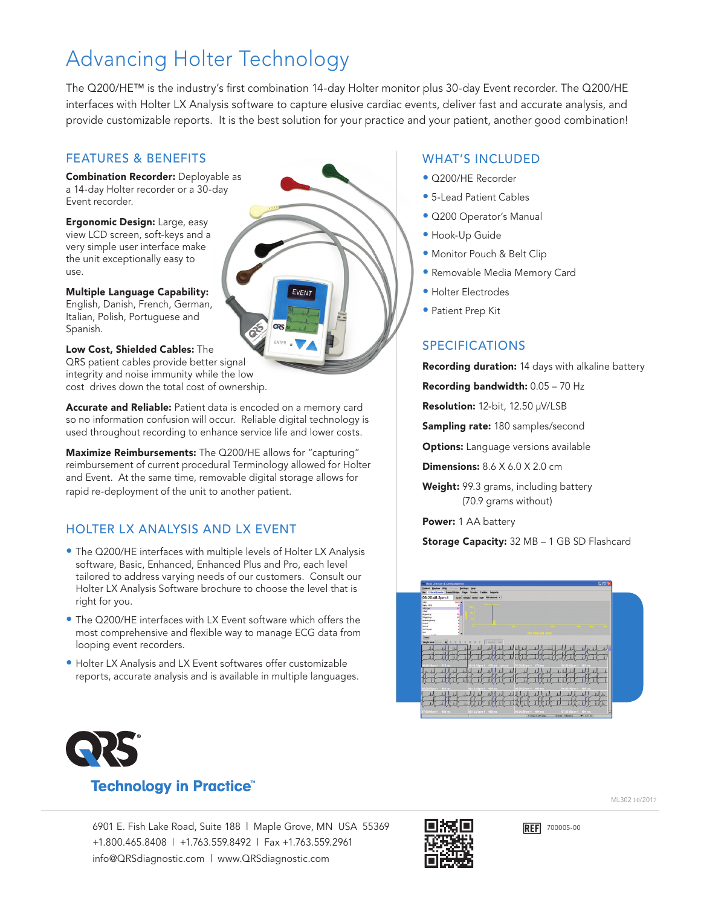# Advancing Holter Technology

The Q200/HE™ is the industry's first combination 14-day Holter monitor plus 30-day Event recorder. The Q200/HE interfaces with Holter LX Analysis software to capture elusive cardiac events, deliver fast and accurate analysis, and provide customizable reports. It is the best solution for your practice and your patient, another good combination!

## FEATURES & BENEFITS

**Combination Recorder:** Deployable as a 14-day Holter recorder or a 30-day Event recorder.

**Ergonomic Design:** Large, easy view LCD screen, soft-keys and a very simple user interface make the unit exceptionally easy to use.

**Multiple Language Capability:** English, Danish, French, German, Italian, Polish, Portuguese and Spanish.

**Low Cost, Shielded Cables:** The QRS patient cables provide better signal integrity and noise immunity while the low cost drives down the total cost of ownership.

**Accurate and Reliable:** Patient data is encoded on a memory card so no information confusion will occur. Reliable digital technology is used throughout recording to enhance service life and lower costs.

**Maximize Reimbursements:** The Q200/HE allows for "capturing" reimbursement of current procedural Terminology allowed for Holter and Event. At the same time, removable digital storage allows for rapid re-deployment of the unit to another patient.

## HOLTER LX ANALYSIS AND LX EVENT

- The Q200/HE interfaces with multiple levels of Holter LX Analysis software, Basic, Enhanced, Enhanced Plus and Pro, each level tailored to address varying needs of our customers. Consult our Holter LX Analysis Software brochure to choose the level that is right for you.
- The Q200/HE interfaces with LX Event software which offers the most comprehensive and flexible way to manage ECG data from looping event recorders.
- Holter LX Analysis and LX Event softwares offer customizable reports, accurate analysis and is available in multiple languages.

## WHAT'S INCLUDED

- Q200/HE Recorder
- 5-Lead Patient Cables
- Q200 Operator's Manual
- Hook-Up Guide
- Monitor Pouch & Belt Clip
- Removable Media Memory Card
- Holter Electrodes
- Patient Prep Kit

## SPECIFICATIONS

**Recording duration:** 14 days with alkaline battery

**Recording bandwidth:** 0.05 – 70 Hz

**Resolution:** 12-bit, 12.50 μV/LSB

**Sampling rate:** 180 samples/second

**Options:** Language versions available

**Dimensions:** 8.6 X 6.0 X 2.0 cm

**Weight:** 99.3 grams, including battery (70.9 grams without)

**Power:** 1 AA battery

**Storage Capacity:** 32 MB – 1 GB SD Flashcard

QRS® Technology in Practice™

ML302 10/2017

6901 E. Fish Lake Road, Suite 188 | Maple Grove, MN USA 55369
+1.800.465.8408 | +1.763.559.8492 | Fax +1.763.559.2961
info@QRSdiagnostic.com | www.QRSdiagnostic.com

REF 700005-00